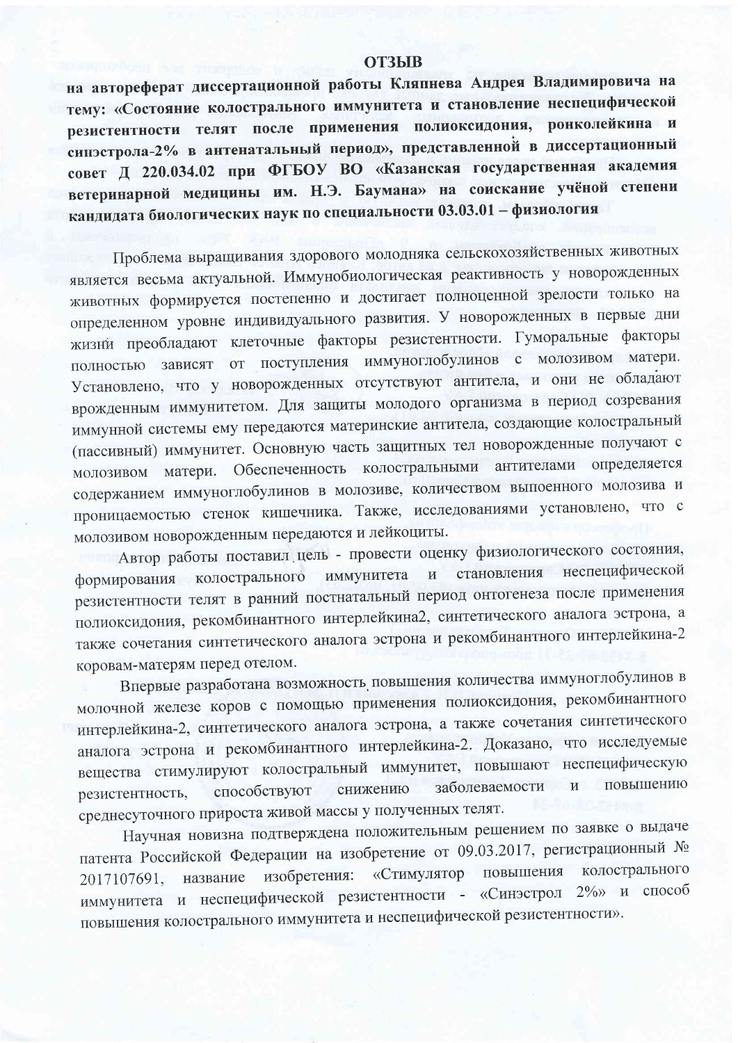# ОТЗЫВ

**на автореферат диссертационной работы Кляпнева Андрея Владимировича на тему: «Состояние колострального иммунитета и становление неспецифической резистентности телят после применения полиоксидония, ронколейкина и синэстрола-2% в антенатальный период», представленной в диссертационный совет Д 220.034.02 при ФГБОУ ВО «Казанская государственная академия ветеринарной медицины им. Н.Э. Баумана» на соискание учёной степени кандидата биологических наук по специальности 03.03.01 – физиология**

Проблема выращивания здорового молодняка сельскохозяйственных животных является весьма актуальной. Иммунобиологическая реактивность у новорожденных животных формируется постепенно и достигает полноценной зрелости только на определенном уровне индивидуального развития. У новорожденных в первые дни жизни преобладают клеточные факторы резистентности. Гуморальные факторы полностью зависят от поступления иммуноглобулинов с молозивом матери. Установлено, что у новорожденных отсутствуют антитела, и они не обладают врожденным иммунитетом. Для защиты молодого организма в период созревания иммунной системы ему передаются материнские антитела, создающие колостральный (пассивный) иммунитет. Основную часть защитных тел новорожденные получают с молозивом матери. Обеспеченность колостральными антителами определяется содержанием иммуноглобулинов в молозиве, количеством выпоенного молозива и проницаемостью стенок кишечника. Также, исследованиями установлено, что с молозивом новорожденным передаются и лейкоциты.

Автор работы поставил цель - провести оценку физиологического состояния, формирования колострального иммунитета и становления неспецифической резистентности телят в ранний постнатальный период онтогенеза после применения полиоксидония, рекомбинантного интерлейкина2, синтетического аналога эстрона, а также сочетания синтетического аналога эстрона и рекомбинантного интерлейкина-2 коровам-матерям перед отелом.

Впервые разработана возможность повышения количества иммуноглобулинов в молочной железе коров с помощью применения полиоксидония, рекомбинантного интерлейкина-2, синтетического аналога эстрона, а также сочетания синтетического аналога эстрона и рекомбинантного интерлейкина-2. Доказано, что исследуемые вещества стимулируют колостральный иммунитет, повышают неспецифическую резистентность, способствуют снижению заболеваемости и повышению среднесуточного прироста живой массы у полученных телят.

Научная новизна подтверждена положительным решением по заявке о выдаче патента Российской Федерации на изобретение от 09.03.2017, регистрационный № 2017107691, название изобретения: «Стимулятор повышения колострального иммунитета и неспецифической резистентности - «Синэстрол 2%» и способ повышения колострального иммунитета и неспецифической резистентности».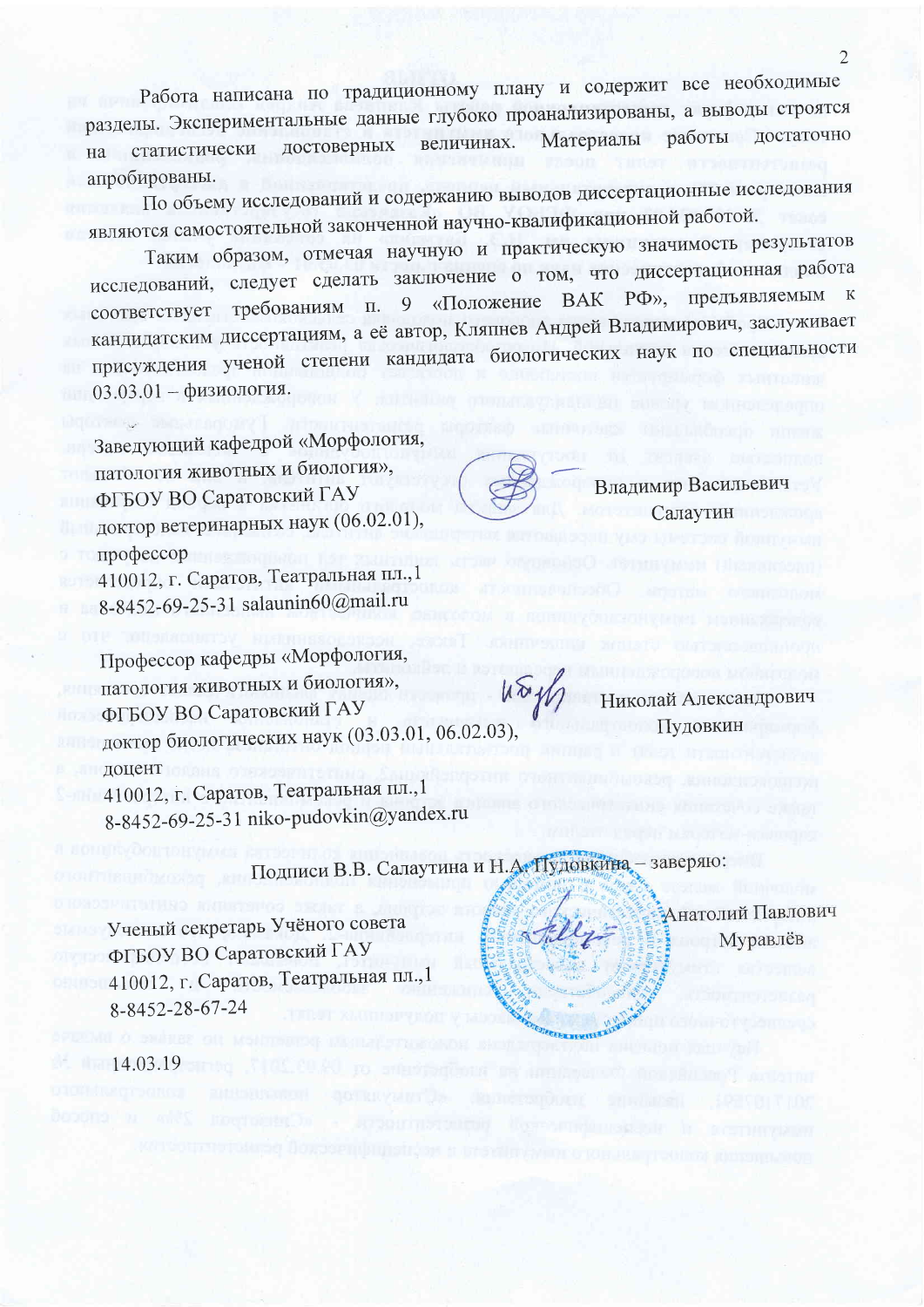Работа написана по традиционному плану и содержит все необходимые разделы. Экспериментальные данные глубоко проанализированы, а выводы строятся на статистически достоверных величинах. Материалы работы достаточно апробированы.

По объему исследований и содержанию выводов диссертационные исследования являются самостоятельной законченной научно-квалификационной работой.

Таким образом, отмечая научную и практическую значимость результатов исследований, следует сделать заключение о том, что диссертационная работа соответствует требованиям п. 9 «Положение ВАК РФ», предъявляемым к кандидатским диссертациям, а её автор, Кляпнев Андрей Владимирович, заслуживает присуждения ученой степени кандидата биологических наук по специальности 03.03.01 – физиология.

Заведующий кафедрой «Морфология, патология животных и биология»,
ФГБОУ ВО Саратовский ГАУ
доктор ветеринарных наук (06.02.01),
профессор
410012, г. Саратов, Театральная пл.,1
8-8452-69-25-31 salaunin60@mail.ru

Владимир Васильевич Салаутин

Профессор кафедры «Морфология, патология животных и биология»,
ФГБОУ ВО Саратовский ГАУ
доктор биологических наук (03.03.01, 06.02.03),
доцент
410012, г. Саратов, Театральная пл.,1
8-8452-69-25-31 niko-pudovkin@yandex.ru

Николай Александрович Пудовкин

Подписи В.В. Салаутина и Н.А. Пудовкина – заверяю:

Ученый секретарь Учёного совета
ФГБОУ ВО Саратовский ГАУ
410012, г. Саратов, Театральная пл.,1
8-8452-28-67-24

Анатолий Павлович Муравлёв

14.03.19